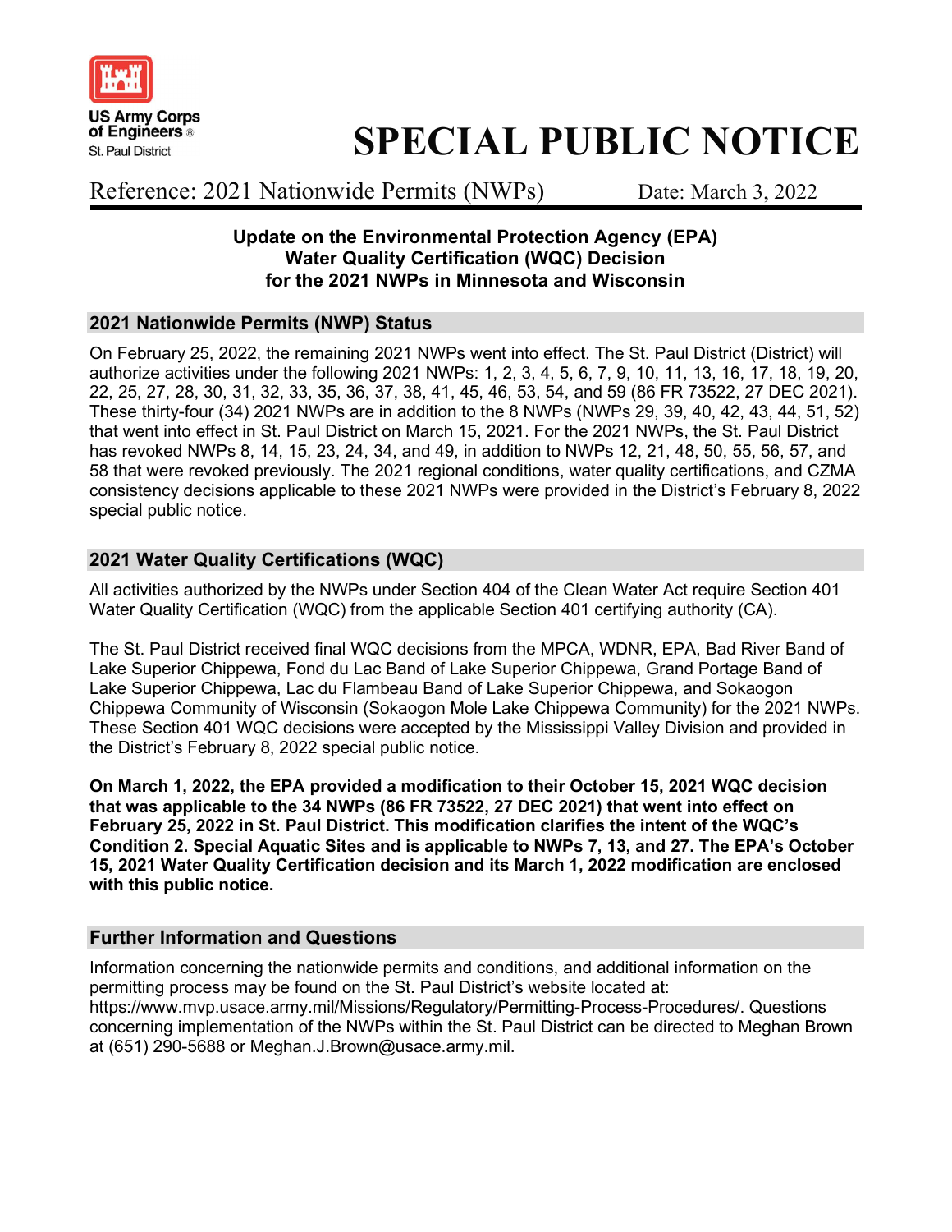US Army Corps of Engineers
St. Paul District

# SPECIAL PUBLIC NOTICE

Reference: 2021 Nationwide Permits (NWPs) Date: March 3, 2022

**Update on the Environmental Protection Agency (EPA) Water Quality Certification (WQC) Decision for the 2021 NWPs in Minnesota and Wisconsin**

## 2021 Nationwide Permits (NWP) Status

On February 25, 2022, the remaining 2021 NWPs went into effect. The St. Paul District (District) will authorize activities under the following 2021 NWPs: 1, 2, 3, 4, 5, 6, 7, 9, 10, 11, 13, 16, 17, 18, 19, 20, 22, 25, 27, 28, 30, 31, 32, 33, 35, 36, 37, 38, 41, 45, 46, 53, 54, and 59 (86 FR 73522, 27 DEC 2021). These thirty-four (34) 2021 NWPs are in addition to the 8 NWPs (NWPs 29, 39, 40, 42, 43, 44, 51, 52) that went into effect in St. Paul District on March 15, 2021. For the 2021 NWPs, the St. Paul District has revoked NWPs 8, 14, 15, 23, 24, 34, and 49, in addition to NWPs 12, 21, 48, 50, 55, 56, 57, and 58 that were revoked previously. The 2021 regional conditions, water quality certifications, and CZMA consistency decisions applicable to these 2021 NWPs were provided in the District's February 8, 2022 special public notice.

## 2021 Water Quality Certifications (WQC)

All activities authorized by the NWPs under Section 404 of the Clean Water Act require Section 401 Water Quality Certification (WQC) from the applicable Section 401 certifying authority (CA).

The St. Paul District received final WQC decisions from the MPCA, WDNR, EPA, Bad River Band of Lake Superior Chippewa, Fond du Lac Band of Lake Superior Chippewa, Grand Portage Band of Lake Superior Chippewa, Lac du Flambeau Band of Lake Superior Chippewa, and Sokaogon Chippewa Community of Wisconsin (Sokaogon Mole Lake Chippewa Community) for the 2021 NWPs. These Section 401 WQC decisions were accepted by the Mississippi Valley Division and provided in the District's February 8, 2022 special public notice.

**On March 1, 2022, the EPA provided a modification to their October 15, 2021 WQC decision that was applicable to the 34 NWPs (86 FR 73522, 27 DEC 2021) that went into effect on February 25, 2022 in St. Paul District. This modification clarifies the intent of the WQC's Condition 2. Special Aquatic Sites and is applicable to NWPs 7, 13, and 27. The EPA's October 15, 2021 Water Quality Certification decision and its March 1, 2022 modification are enclosed with this public notice.**

## Further Information and Questions

Information concerning the nationwide permits and conditions, and additional information on the permitting process may be found on the St. Paul District's website located at: https://www.mvp.usace.army.mil/Missions/Regulatory/Permitting-Process-Procedures/. Questions concerning implementation of the NWPs within the St. Paul District can be directed to Meghan Brown at (651) 290-5688 or Meghan.J.Brown@usace.army.mil.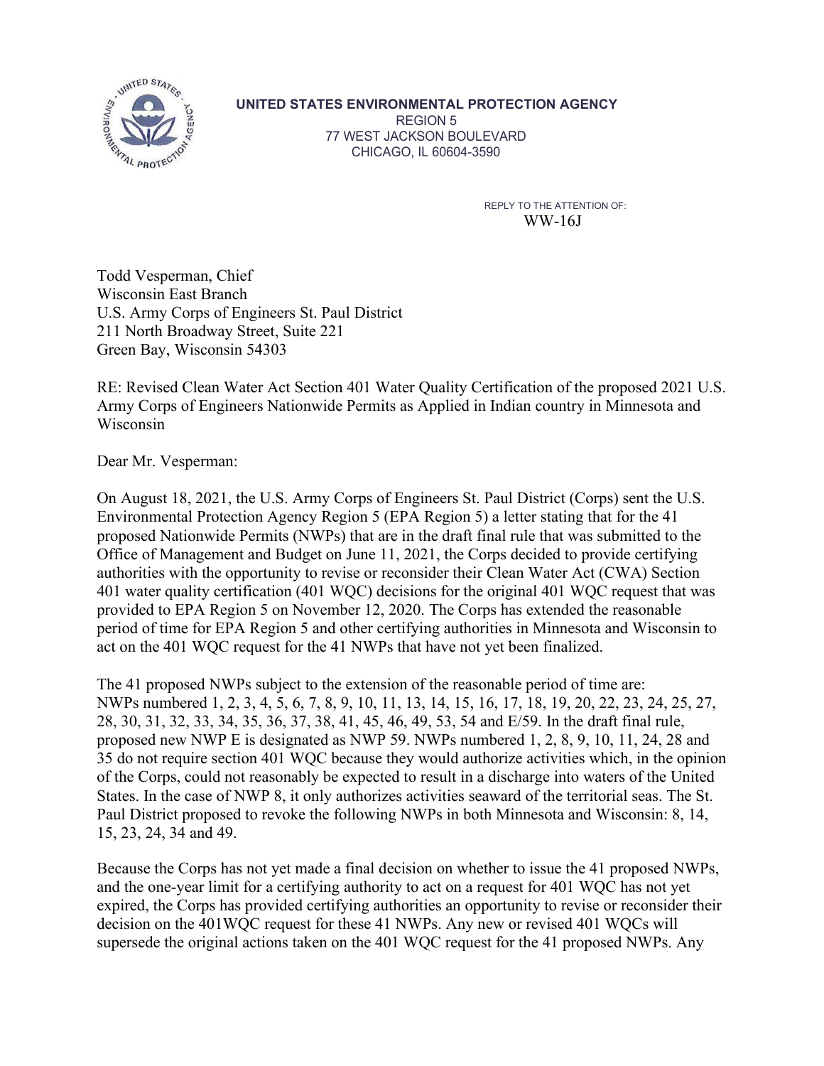**UNITED STATES ENVIRONMENTAL PROTECTION AGENCY**
REGION 5
77 WEST JACKSON BOULEVARD
CHICAGO, IL 60604-3590

REPLY TO THE ATTENTION OF:
WW-16J

Todd Vesperman, Chief
Wisconsin East Branch
U.S. Army Corps of Engineers St. Paul District
211 North Broadway Street, Suite 221
Green Bay, Wisconsin 54303

RE: Revised Clean Water Act Section 401 Water Quality Certification of the proposed 2021 U.S. Army Corps of Engineers Nationwide Permits as Applied in Indian country in Minnesota and Wisconsin

Dear Mr. Vesperman:

On August 18, 2021, the U.S. Army Corps of Engineers St. Paul District (Corps) sent the U.S. Environmental Protection Agency Region 5 (EPA Region 5) a letter stating that for the 41 proposed Nationwide Permits (NWPs) that are in the draft final rule that was submitted to the Office of Management and Budget on June 11, 2021, the Corps decided to provide certifying authorities with the opportunity to revise or reconsider their Clean Water Act (CWA) Section 401 water quality certification (401 WQC) decisions for the original 401 WQC request that was provided to EPA Region 5 on November 12, 2020. The Corps has extended the reasonable period of time for EPA Region 5 and other certifying authorities in Minnesota and Wisconsin to act on the 401 WQC request for the 41 NWPs that have not yet been finalized.

The 41 proposed NWPs subject to the extension of the reasonable period of time are: NWPs numbered 1, 2, 3, 4, 5, 6, 7, 8, 9, 10, 11, 13, 14, 15, 16, 17, 18, 19, 20, 22, 23, 24, 25, 27, 28, 30, 31, 32, 33, 34, 35, 36, 37, 38, 41, 45, 46, 49, 53, 54 and E/59. In the draft final rule, proposed new NWP E is designated as NWP 59. NWPs numbered 1, 2, 8, 9, 10, 11, 24, 28 and 35 do not require section 401 WQC because they would authorize activities which, in the opinion of the Corps, could not reasonably be expected to result in a discharge into waters of the United States. In the case of NWP 8, it only authorizes activities seaward of the territorial seas. The St. Paul District proposed to revoke the following NWPs in both Minnesota and Wisconsin: 8, 14, 15, 23, 24, 34 and 49.

Because the Corps has not yet made a final decision on whether to issue the 41 proposed NWPs, and the one-year limit for a certifying authority to act on a request for 401 WQC has not yet expired, the Corps has provided certifying authorities an opportunity to revise or reconsider their decision on the 401WQC request for these 41 NWPs. Any new or revised 401 WQCs will supersede the original actions taken on the 401 WQC request for the 41 proposed NWPs. Any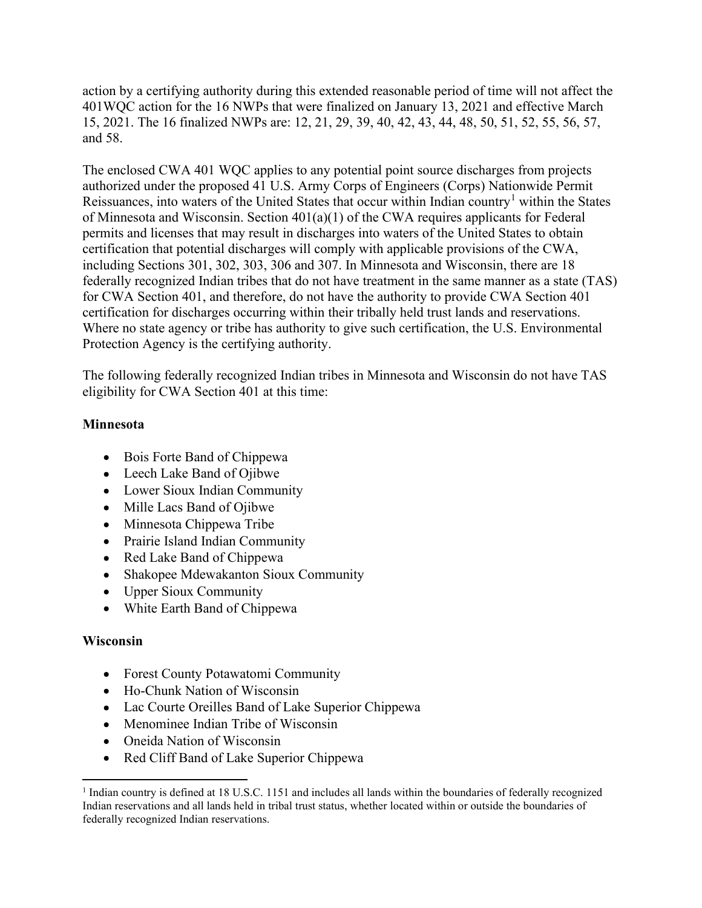action by a certifying authority during this extended reasonable period of time will not affect the 401WQC action for the 16 NWPs that were finalized on January 13, 2021 and effective March 15, 2021. The 16 finalized NWPs are: 12, 21, 29, 39, 40, 42, 43, 44, 48, 50, 51, 52, 55, 56, 57, and 58.

The enclosed CWA 401 WQC applies to any potential point source discharges from projects authorized under the proposed 41 U.S. Army Corps of Engineers (Corps) Nationwide Permit Reissuances, into waters of the United States that occur within Indian country[1] within the States of Minnesota and Wisconsin. Section 401(a)(1) of the CWA requires applicants for Federal permits and licenses that may result in discharges into waters of the United States to obtain certification that potential discharges will comply with applicable provisions of the CWA, including Sections 301, 302, 303, 306 and 307. In Minnesota and Wisconsin, there are 18 federally recognized Indian tribes that do not have treatment in the same manner as a state (TAS) for CWA Section 401, and therefore, do not have the authority to provide CWA Section 401 certification for discharges occurring within their tribally held trust lands and reservations. Where no state agency or tribe has authority to give such certification, the U.S. Environmental Protection Agency is the certifying authority.

The following federally recognized Indian tribes in Minnesota and Wisconsin do not have TAS eligibility for CWA Section 401 at this time:

**Minnesota**

- Bois Forte Band of Chippewa
- Leech Lake Band of Ojibwe
- Lower Sioux Indian Community
- Mille Lacs Band of Ojibwe
- Minnesota Chippewa Tribe
- Prairie Island Indian Community
- Red Lake Band of Chippewa
- Shakopee Mdewakanton Sioux Community
- Upper Sioux Community
- White Earth Band of Chippewa

**Wisconsin**

- Forest County Potawatomi Community
- Ho-Chunk Nation of Wisconsin
- Lac Courte Oreilles Band of Lake Superior Chippewa
- Menominee Indian Tribe of Wisconsin
- Oneida Nation of Wisconsin
- Red Cliff Band of Lake Superior Chippewa

[1] Indian country is defined at 18 U.S.C. 1151 and includes all lands within the boundaries of federally recognized Indian reservations and all lands held in tribal trust status, whether located within or outside the boundaries of federally recognized Indian reservations.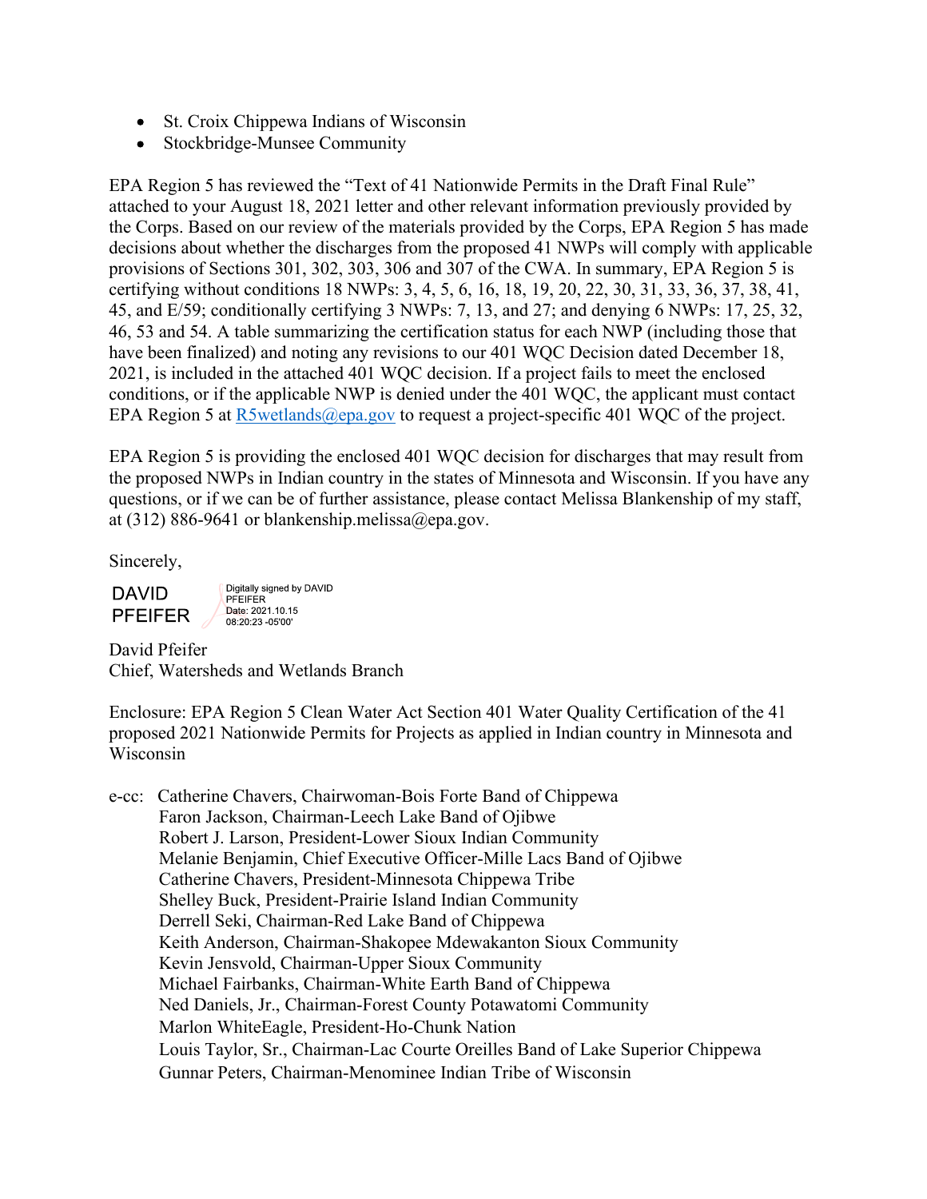- St. Croix Chippewa Indians of Wisconsin
- Stockbridge-Munsee Community

EPA Region 5 has reviewed the "Text of 41 Nationwide Permits in the Draft Final Rule" attached to your August 18, 2021 letter and other relevant information previously provided by the Corps. Based on our review of the materials provided by the Corps, EPA Region 5 has made decisions about whether the discharges from the proposed 41 NWPs will comply with applicable provisions of Sections 301, 302, 303, 306 and 307 of the CWA. In summary, EPA Region 5 is certifying without conditions 18 NWPs: 3, 4, 5, 6, 16, 18, 19, 20, 22, 30, 31, 33, 36, 37, 38, 41, 45, and E/59; conditionally certifying 3 NWPs: 7, 13, and 27; and denying 6 NWPs: 17, 25, 32, 46, 53 and 54. A table summarizing the certification status for each NWP (including those that have been finalized) and noting any revisions to our 401 WQC Decision dated December 18, 2021, is included in the attached 401 WQC decision. If a project fails to meet the enclosed conditions, or if the applicable NWP is denied under the 401 WQC, the applicant must contact EPA Region 5 at R5wetlands@epa.gov to request a project-specific 401 WQC of the project.

EPA Region 5 is providing the enclosed 401 WQC decision for discharges that may result from the proposed NWPs in Indian country in the states of Minnesota and Wisconsin. If you have any questions, or if we can be of further assistance, please contact Melissa Blankenship of my staff, at (312) 886-9641 or blankenship.melissa@epa.gov.

Sincerely,

DAVID PFEIFER — Digitally signed by DAVID PFEIFER Date: 2021.10.15 08:20:23 -05'00'

David Pfeifer
Chief, Watersheds and Wetlands Branch

Enclosure: EPA Region 5 Clean Water Act Section 401 Water Quality Certification of the 41 proposed 2021 Nationwide Permits for Projects as applied in Indian country in Minnesota and Wisconsin

e-cc: Catherine Chavers, Chairwoman-Bois Forte Band of Chippewa
Faron Jackson, Chairman-Leech Lake Band of Ojibwe
Robert J. Larson, President-Lower Sioux Indian Community
Melanie Benjamin, Chief Executive Officer-Mille Lacs Band of Ojibwe
Catherine Chavers, President-Minnesota Chippewa Tribe
Shelley Buck, President-Prairie Island Indian Community
Derrell Seki, Chairman-Red Lake Band of Chippewa
Keith Anderson, Chairman-Shakopee Mdewakanton Sioux Community
Kevin Jensvold, Chairman-Upper Sioux Community
Michael Fairbanks, Chairman-White Earth Band of Chippewa
Ned Daniels, Jr., Chairman-Forest County Potawatomi Community
Marlon WhiteEagle, President-Ho-Chunk Nation
Louis Taylor, Sr., Chairman-Lac Courte Oreilles Band of Lake Superior Chippewa
Gunnar Peters, Chairman-Menominee Indian Tribe of Wisconsin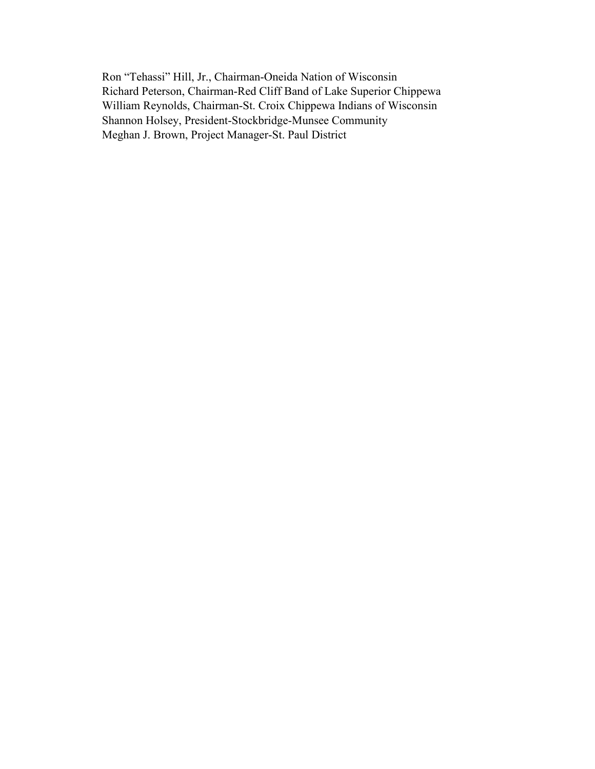Ron “Tehassi” Hill, Jr., Chairman-Oneida Nation of Wisconsin
Richard Peterson, Chairman-Red Cliff Band of Lake Superior Chippewa
William Reynolds, Chairman-St. Croix Chippewa Indians of Wisconsin
Shannon Holsey, President-Stockbridge-Munsee Community
Meghan J. Brown, Project Manager-St. Paul District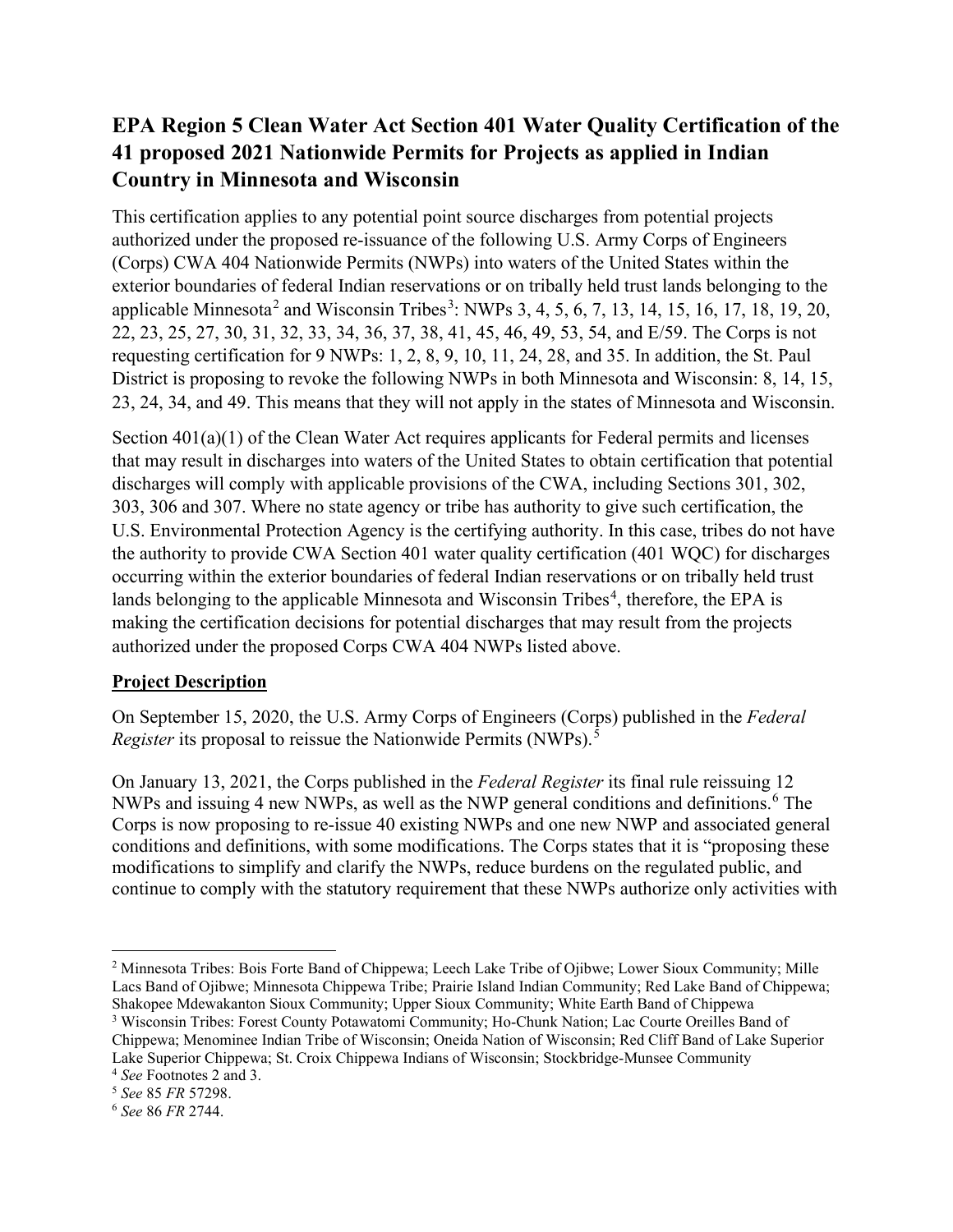## EPA Region 5 Clean Water Act Section 401 Water Quality Certification of the 41 proposed 2021 Nationwide Permits for Projects as applied in Indian Country in Minnesota and Wisconsin

This certification applies to any potential point source discharges from potential projects authorized under the proposed re-issuance of the following U.S. Army Corps of Engineers (Corps) CWA 404 Nationwide Permits (NWPs) into waters of the United States within the exterior boundaries of federal Indian reservations or on tribally held trust lands belonging to the applicable Minnesota[2] and Wisconsin Tribes[3]: NWPs 3, 4, 5, 6, 7, 13, 14, 15, 16, 17, 18, 19, 20, 22, 23, 25, 27, 30, 31, 32, 33, 34, 36, 37, 38, 41, 45, 46, 49, 53, 54, and E/59. The Corps is not requesting certification for 9 NWPs: 1, 2, 8, 9, 10, 11, 24, 28, and 35. In addition, the St. Paul District is proposing to revoke the following NWPs in both Minnesota and Wisconsin: 8, 14, 15, 23, 24, 34, and 49. This means that they will not apply in the states of Minnesota and Wisconsin.

Section 401(a)(1) of the Clean Water Act requires applicants for Federal permits and licenses that may result in discharges into waters of the United States to obtain certification that potential discharges will comply with applicable provisions of the CWA, including Sections 301, 302, 303, 306 and 307. Where no state agency or tribe has authority to give such certification, the U.S. Environmental Protection Agency is the certifying authority. In this case, tribes do not have the authority to provide CWA Section 401 water quality certification (401 WQC) for discharges occurring within the exterior boundaries of federal Indian reservations or on tribally held trust lands belonging to the applicable Minnesota and Wisconsin Tribes[4], therefore, the EPA is making the certification decisions for potential discharges that may result from the projects authorized under the proposed Corps CWA 404 NWPs listed above.

**Project Description**

On September 15, 2020, the U.S. Army Corps of Engineers (Corps) published in the *Federal Register* its proposal to reissue the Nationwide Permits (NWPs).[5]

On January 13, 2021, the Corps published in the *Federal Register* its final rule reissuing 12 NWPs and issuing 4 new NWPs, as well as the NWP general conditions and definitions.[6] The Corps is now proposing to re-issue 40 existing NWPs and one new NWP and associated general conditions and definitions, with some modifications. The Corps states that it is "proposing these modifications to simplify and clarify the NWPs, reduce burdens on the regulated public, and continue to comply with the statutory requirement that these NWPs authorize only activities with

---

[2] Minnesota Tribes: Bois Forte Band of Chippewa; Leech Lake Tribe of Ojibwe; Lower Sioux Community; Mille Lacs Band of Ojibwe; Minnesota Chippewa Tribe; Prairie Island Indian Community; Red Lake Band of Chippewa; Shakopee Mdewakanton Sioux Community; Upper Sioux Community; White Earth Band of Chippewa

[3] Wisconsin Tribes: Forest County Potawatomi Community; Ho-Chunk Nation; Lac Courte Oreilles Band of Chippewa; Menominee Indian Tribe of Wisconsin; Oneida Nation of Wisconsin; Red Cliff Band of Lake Superior Lake Superior Chippewa; St. Croix Chippewa Indians of Wisconsin; Stockbridge-Munsee Community

[4] *See* Footnotes 2 and 3.

[5] *See* 85 *FR* 57298.

[6] *See* 86 *FR* 2744.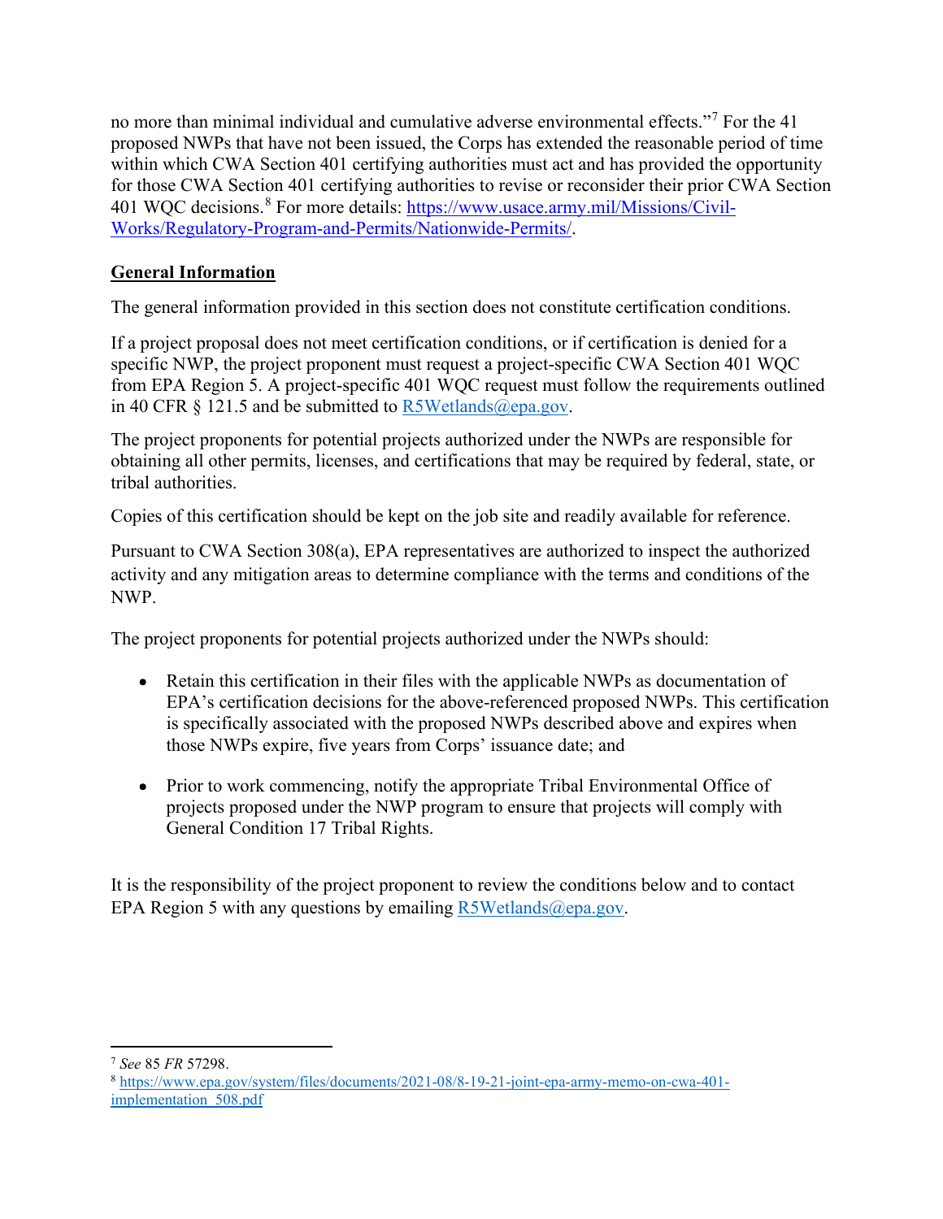no more than minimal individual and cumulative adverse environmental effects."[7] For the 41 proposed NWPs that have not been issued, the Corps has extended the reasonable period of time within which CWA Section 401 certifying authorities must act and has provided the opportunity for those CWA Section 401 certifying authorities to revise or reconsider their prior CWA Section 401 WQC decisions.[8] For more details: https://www.usace.army.mil/Missions/Civil-Works/Regulatory-Program-and-Permits/Nationwide-Permits/.

## General Information

The general information provided in this section does not constitute certification conditions.

If a project proposal does not meet certification conditions, or if certification is denied for a specific NWP, the project proponent must request a project-specific CWA Section 401 WQC from EPA Region 5. A project-specific 401 WQC request must follow the requirements outlined in 40 CFR § 121.5 and be submitted to R5Wetlands@epa.gov.

The project proponents for potential projects authorized under the NWPs are responsible for obtaining all other permits, licenses, and certifications that may be required by federal, state, or tribal authorities.

Copies of this certification should be kept on the job site and readily available for reference.

Pursuant to CWA Section 308(a), EPA representatives are authorized to inspect the authorized activity and any mitigation areas to determine compliance with the terms and conditions of the NWP.

The project proponents for potential projects authorized under the NWPs should:

- Retain this certification in their files with the applicable NWPs as documentation of EPA's certification decisions for the above-referenced proposed NWPs. This certification is specifically associated with the proposed NWPs described above and expires when those NWPs expire, five years from Corps' issuance date; and

- Prior to work commencing, notify the appropriate Tribal Environmental Office of projects proposed under the NWP program to ensure that projects will comply with General Condition 17 Tribal Rights.

It is the responsibility of the project proponent to review the conditions below and to contact EPA Region 5 with any questions by emailing R5Wetlands@epa.gov.

---

[7] *See* 85 *FR* 57298.

[8] https://www.epa.gov/system/files/documents/2021-08/8-19-21-joint-epa-army-memo-on-cwa-401-implementation_508.pdf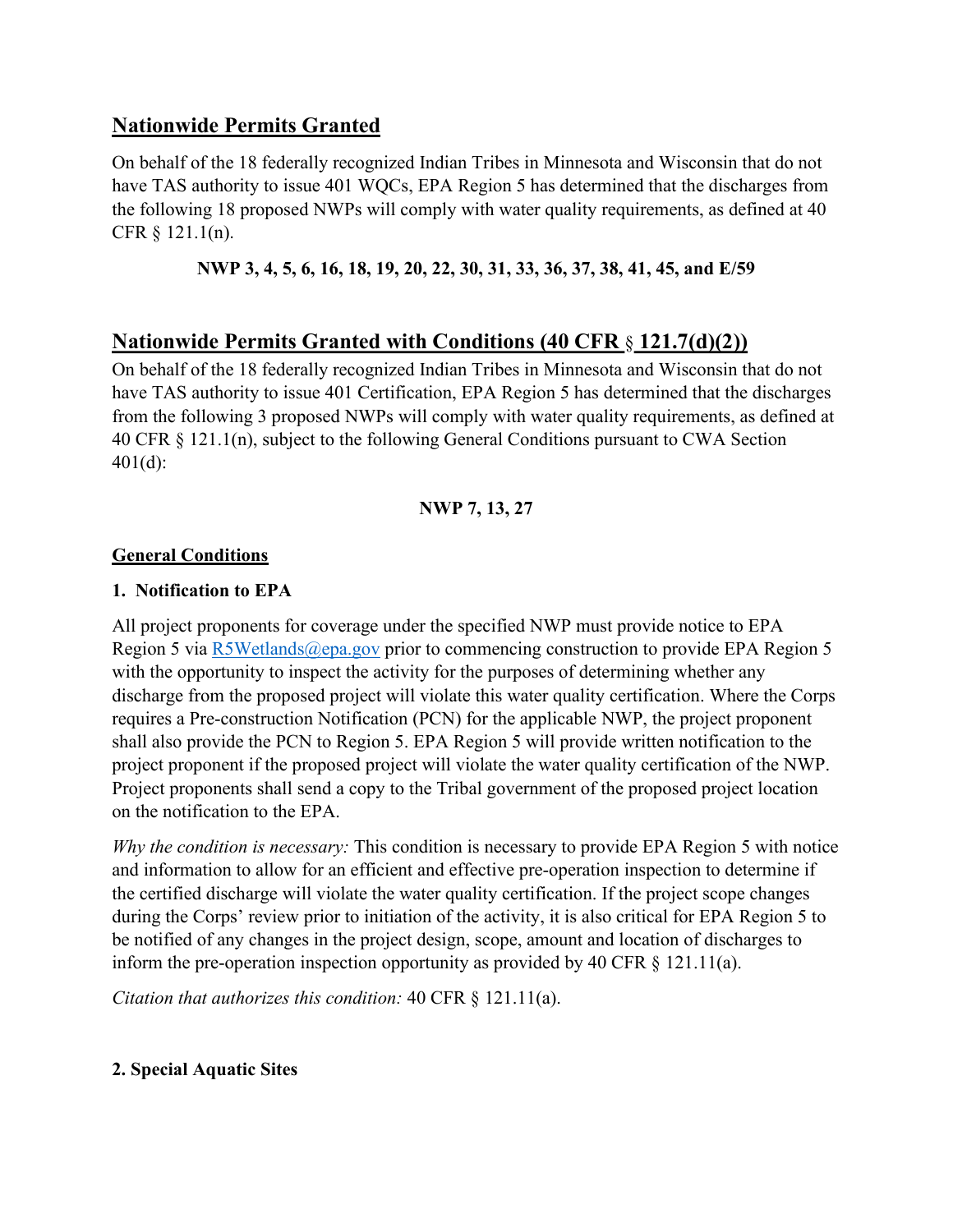## Nationwide Permits Granted

On behalf of the 18 federally recognized Indian Tribes in Minnesota and Wisconsin that do not have TAS authority to issue 401 WQCs, EPA Region 5 has determined that the discharges from the following 18 proposed NWPs will comply with water quality requirements, as defined at 40 CFR § 121.1(n).

**NWP 3, 4, 5, 6, 16, 18, 19, 20, 22, 30, 31, 33, 36, 37, 38, 41, 45, and E/59**

## Nationwide Permits Granted with Conditions (40 CFR § 121.7(d)(2))

On behalf of the 18 federally recognized Indian Tribes in Minnesota and Wisconsin that do not have TAS authority to issue 401 Certification, EPA Region 5 has determined that the discharges from the following 3 proposed NWPs will comply with water quality requirements, as defined at 40 CFR § 121.1(n), subject to the following General Conditions pursuant to CWA Section 401(d):

**NWP 7, 13, 27**

### General Conditions

**1. Notification to EPA**

All project proponents for coverage under the specified NWP must provide notice to EPA Region 5 via R5Wetlands@epa.gov prior to commencing construction to provide EPA Region 5 with the opportunity to inspect the activity for the purposes of determining whether any discharge from the proposed project will violate this water quality certification. Where the Corps requires a Pre-construction Notification (PCN) for the applicable NWP, the project proponent shall also provide the PCN to Region 5. EPA Region 5 will provide written notification to the project proponent if the proposed project will violate the water quality certification of the NWP. Project proponents shall send a copy to the Tribal government of the proposed project location on the notification to the EPA.

*Why the condition is necessary:* This condition is necessary to provide EPA Region 5 with notice and information to allow for an efficient and effective pre-operation inspection to determine if the certified discharge will violate the water quality certification. If the project scope changes during the Corps' review prior to initiation of the activity, it is also critical for EPA Region 5 to be notified of any changes in the project design, scope, amount and location of discharges to inform the pre-operation inspection opportunity as provided by 40 CFR § 121.11(a).

*Citation that authorizes this condition:* 40 CFR § 121.11(a).

**2. Special Aquatic Sites**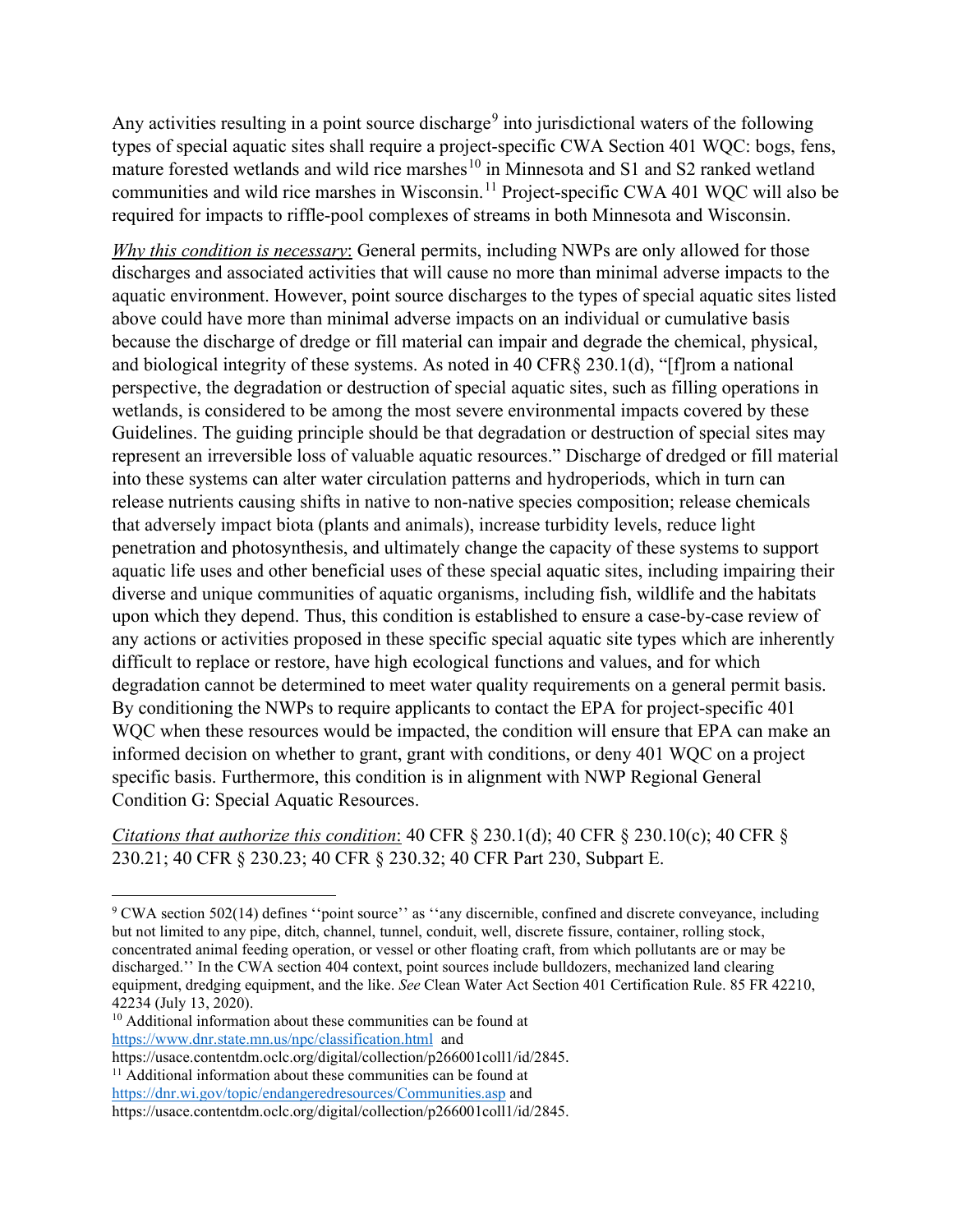Any activities resulting in a point source discharge[9] into jurisdictional waters of the following types of special aquatic sites shall require a project-specific CWA Section 401 WQC: bogs, fens, mature forested wetlands and wild rice marshes[10] in Minnesota and S1 and S2 ranked wetland communities and wild rice marshes in Wisconsin.[11] Project-specific CWA 401 WQC will also be required for impacts to riffle-pool complexes of streams in both Minnesota and Wisconsin.

*Why this condition is necessary*: General permits, including NWPs are only allowed for those discharges and associated activities that will cause no more than minimal adverse impacts to the aquatic environment. However, point source discharges to the types of special aquatic sites listed above could have more than minimal adverse impacts on an individual or cumulative basis because the discharge of dredge or fill material can impair and degrade the chemical, physical, and biological integrity of these systems. As noted in 40 CFR§ 230.1(d), "[f]rom a national perspective, the degradation or destruction of special aquatic sites, such as filling operations in wetlands, is considered to be among the most severe environmental impacts covered by these Guidelines. The guiding principle should be that degradation or destruction of special sites may represent an irreversible loss of valuable aquatic resources." Discharge of dredged or fill material into these systems can alter water circulation patterns and hydroperiods, which in turn can release nutrients causing shifts in native to non-native species composition; release chemicals that adversely impact biota (plants and animals), increase turbidity levels, reduce light penetration and photosynthesis, and ultimately change the capacity of these systems to support aquatic life uses and other beneficial uses of these special aquatic sites, including impairing their diverse and unique communities of aquatic organisms, including fish, wildlife and the habitats upon which they depend. Thus, this condition is established to ensure a case-by-case review of any actions or activities proposed in these specific special aquatic site types which are inherently difficult to replace or restore, have high ecological functions and values, and for which degradation cannot be determined to meet water quality requirements on a general permit basis. By conditioning the NWPs to require applicants to contact the EPA for project-specific 401 WQC when these resources would be impacted, the condition will ensure that EPA can make an informed decision on whether to grant, grant with conditions, or deny 401 WQC on a project specific basis. Furthermore, this condition is in alignment with NWP Regional General Condition G: Special Aquatic Resources.

*Citations that authorize this condition*: 40 CFR § 230.1(d); 40 CFR § 230.10(c); 40 CFR § 230.21; 40 CFR § 230.23; 40 CFR § 230.32; 40 CFR Part 230, Subpart E.

---

[9] CWA section 502(14) defines ''point source'' as ''any discernible, confined and discrete conveyance, including but not limited to any pipe, ditch, channel, tunnel, conduit, well, discrete fissure, container, rolling stock, concentrated animal feeding operation, or vessel or other floating craft, from which pollutants are or may be discharged.'' In the CWA section 404 context, point sources include bulldozers, mechanized land clearing equipment, dredging equipment, and the like. *See* Clean Water Act Section 401 Certification Rule. 85 FR 42210, 42234 (July 13, 2020).

[10] Additional information about these communities can be found at https://www.dnr.state.mn.us/npc/classification.html and https://usace.contentdm.oclc.org/digital/collection/p266001coll1/id/2845.

[11] Additional information about these communities can be found at https://dnr.wi.gov/topic/endangeredresources/Communities.asp and https://usace.contentdm.oclc.org/digital/collection/p266001coll1/id/2845.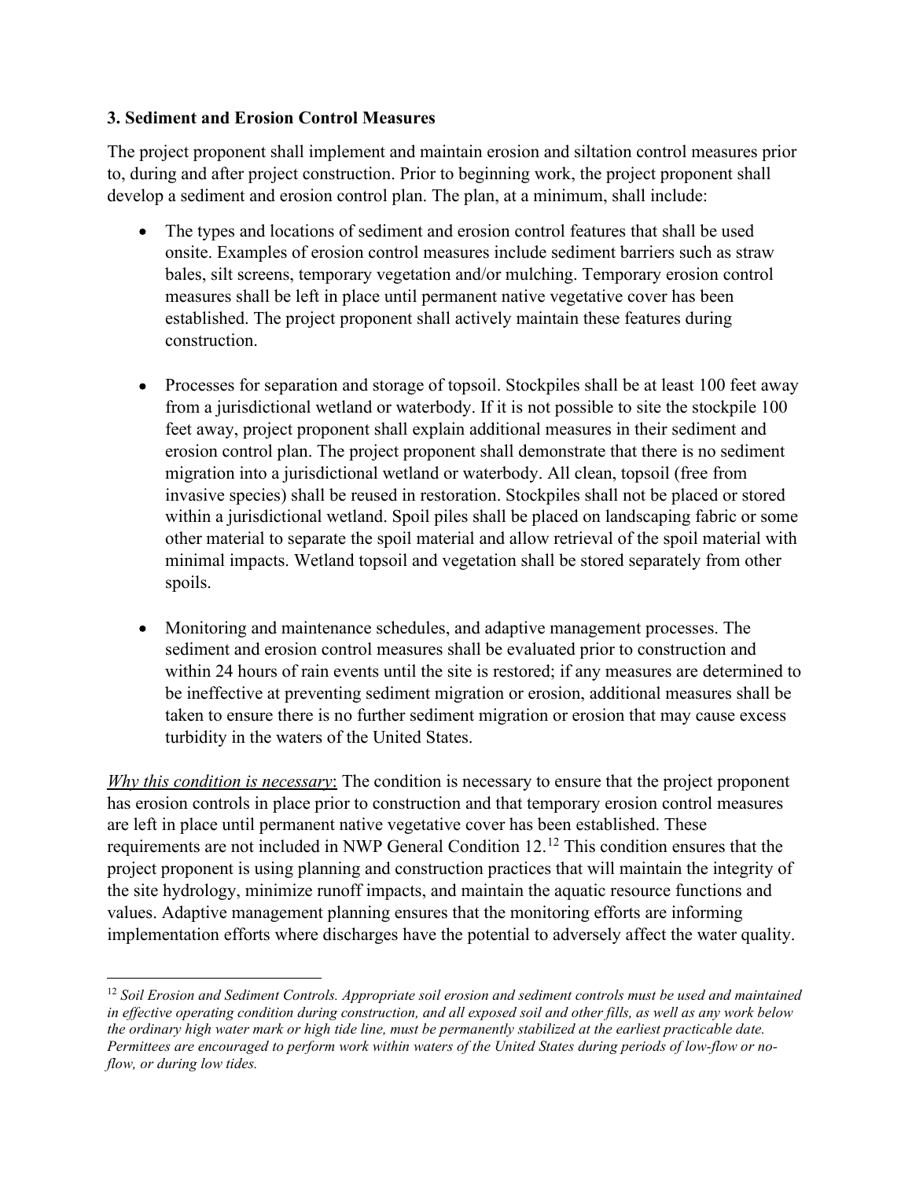### 3. Sediment and Erosion Control Measures

The project proponent shall implement and maintain erosion and siltation control measures prior to, during and after project construction. Prior to beginning work, the project proponent shall develop a sediment and erosion control plan. The plan, at a minimum, shall include:

- The types and locations of sediment and erosion control features that shall be used onsite. Examples of erosion control measures include sediment barriers such as straw bales, silt screens, temporary vegetation and/or mulching. Temporary erosion control measures shall be left in place until permanent native vegetative cover has been established. The project proponent shall actively maintain these features during construction.

- Processes for separation and storage of topsoil. Stockpiles shall be at least 100 feet away from a jurisdictional wetland or waterbody. If it is not possible to site the stockpile 100 feet away, project proponent shall explain additional measures in their sediment and erosion control plan. The project proponent shall demonstrate that there is no sediment migration into a jurisdictional wetland or waterbody. All clean, topsoil (free from invasive species) shall be reused in restoration. Stockpiles shall not be placed or stored within a jurisdictional wetland. Spoil piles shall be placed on landscaping fabric or some other material to separate the spoil material and allow retrieval of the spoil material with minimal impacts. Wetland topsoil and vegetation shall be stored separately from other spoils.

- Monitoring and maintenance schedules, and adaptive management processes. The sediment and erosion control measures shall be evaluated prior to construction and within 24 hours of rain events until the site is restored; if any measures are determined to be ineffective at preventing sediment migration or erosion, additional measures shall be taken to ensure there is no further sediment migration or erosion that may cause excess turbidity in the waters of the United States.

*Why this condition is necessary*: The condition is necessary to ensure that the project proponent has erosion controls in place prior to construction and that temporary erosion control measures are left in place until permanent native vegetative cover has been established. These requirements are not included in NWP General Condition 12.[12] This condition ensures that the project proponent is using planning and construction practices that will maintain the integrity of the site hydrology, minimize runoff impacts, and maintain the aquatic resource functions and values. Adaptive management planning ensures that the monitoring efforts are informing implementation efforts where discharges have the potential to adversely affect the water quality.

[12] *Soil Erosion and Sediment Controls. Appropriate soil erosion and sediment controls must be used and maintained in effective operating condition during construction, and all exposed soil and other fills, as well as any work below the ordinary high water mark or high tide line, must be permanently stabilized at the earliest practicable date. Permittees are encouraged to perform work within waters of the United States during periods of low-flow or no-flow, or during low tides.*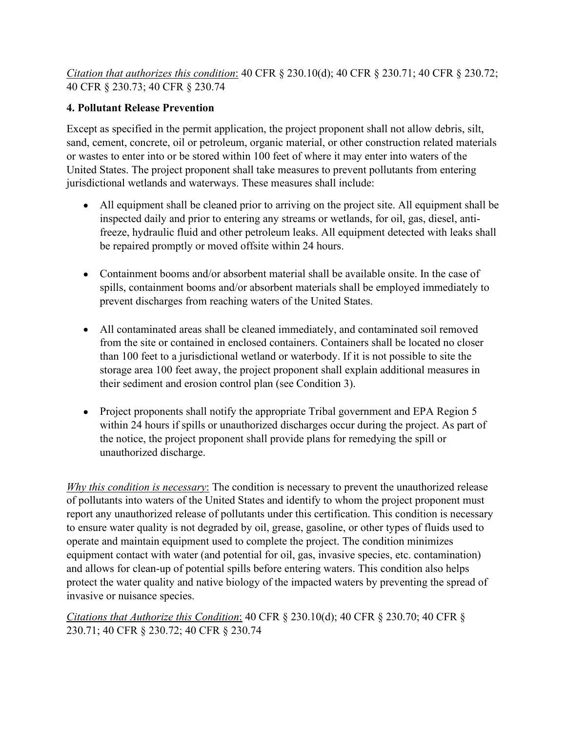*Citation that authorizes this condition*: 40 CFR § 230.10(d); 40 CFR § 230.71; 40 CFR § 230.72; 40 CFR § 230.73; 40 CFR § 230.74

**4. Pollutant Release Prevention**

Except as specified in the permit application, the project proponent shall not allow debris, silt, sand, cement, concrete, oil or petroleum, organic material, or other construction related materials or wastes to enter into or be stored within 100 feet of where it may enter into waters of the United States. The project proponent shall take measures to prevent pollutants from entering jurisdictional wetlands and waterways. These measures shall include:

- All equipment shall be cleaned prior to arriving on the project site. All equipment shall be inspected daily and prior to entering any streams or wetlands, for oil, gas, diesel, anti-freeze, hydraulic fluid and other petroleum leaks. All equipment detected with leaks shall be repaired promptly or moved offsite within 24 hours.

- Containment booms and/or absorbent material shall be available onsite. In the case of spills, containment booms and/or absorbent materials shall be employed immediately to prevent discharges from reaching waters of the United States.

- All contaminated areas shall be cleaned immediately, and contaminated soil removed from the site or contained in enclosed containers. Containers shall be located no closer than 100 feet to a jurisdictional wetland or waterbody. If it is not possible to site the storage area 100 feet away, the project proponent shall explain additional measures in their sediment and erosion control plan (see Condition 3).

- Project proponents shall notify the appropriate Tribal government and EPA Region 5 within 24 hours if spills or unauthorized discharges occur during the project. As part of the notice, the project proponent shall provide plans for remedying the spill or unauthorized discharge.

*Why this condition is necessary*: The condition is necessary to prevent the unauthorized release of pollutants into waters of the United States and identify to whom the project proponent must report any unauthorized release of pollutants under this certification. This condition is necessary to ensure water quality is not degraded by oil, grease, gasoline, or other types of fluids used to operate and maintain equipment used to complete the project. The condition minimizes equipment contact with water (and potential for oil, gas, invasive species, etc. contamination) and allows for clean-up of potential spills before entering waters. This condition also helps protect the water quality and native biology of the impacted waters by preventing the spread of invasive or nuisance species.

*Citations that Authorize this Condition*: 40 CFR § 230.10(d); 40 CFR § 230.70; 40 CFR § 230.71; 40 CFR § 230.72; 40 CFR § 230.74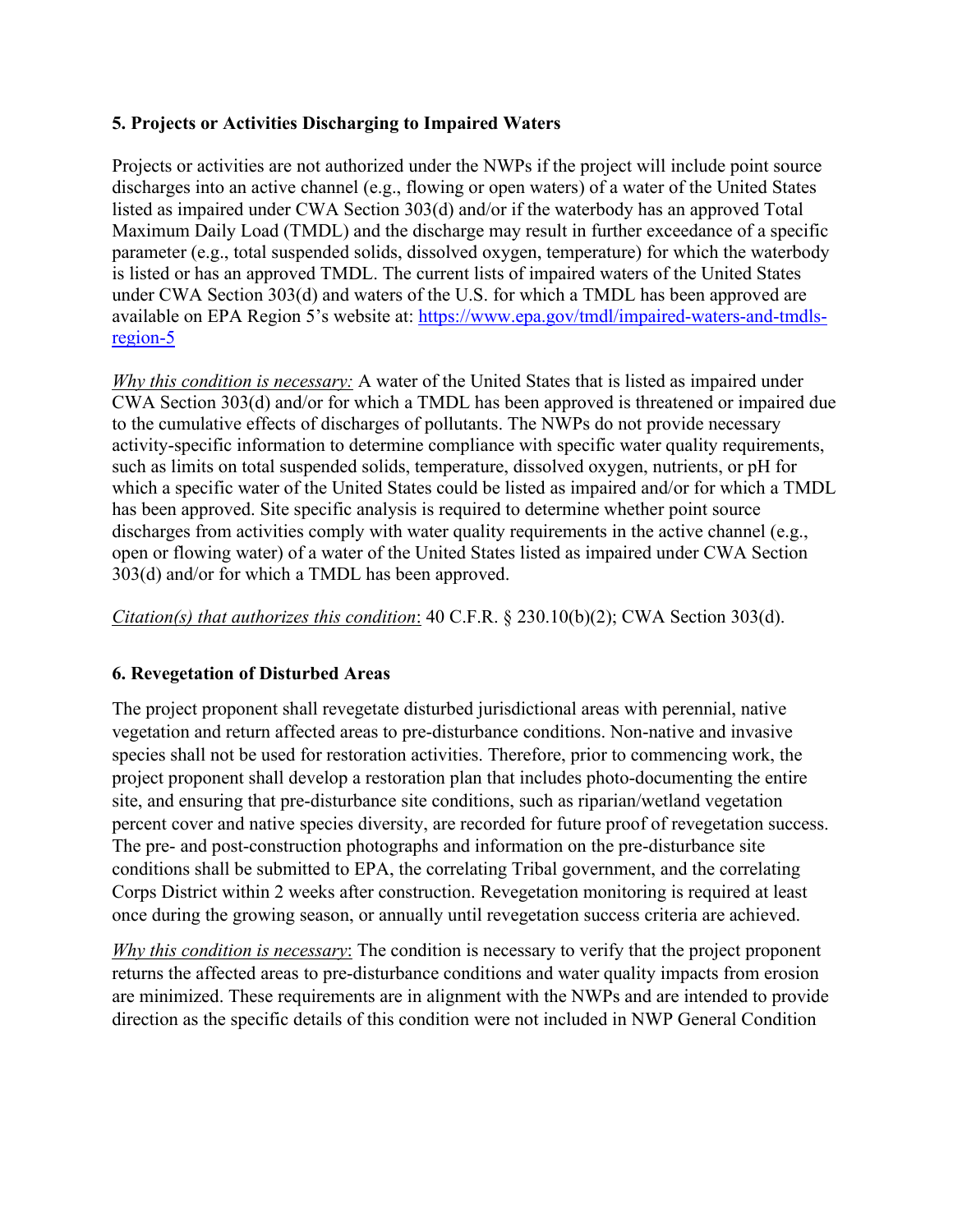### 5. Projects or Activities Discharging to Impaired Waters

Projects or activities are not authorized under the NWPs if the project will include point source discharges into an active channel (e.g., flowing or open waters) of a water of the United States listed as impaired under CWA Section 303(d) and/or if the waterbody has an approved Total Maximum Daily Load (TMDL) and the discharge may result in further exceedance of a specific parameter (e.g., total suspended solids, dissolved oxygen, temperature) for which the waterbody is listed or has an approved TMDL. The current lists of impaired waters of the United States under CWA Section 303(d) and waters of the U.S. for which a TMDL has been approved are available on EPA Region 5's website at: [https://www.epa.gov/tmdl/impaired-waters-and-tmdls-region-5](https://www.epa.gov/tmdl/impaired-waters-and-tmdls-region-5)

*Why this condition is necessary:* A water of the United States that is listed as impaired under CWA Section 303(d) and/or for which a TMDL has been approved is threatened or impaired due to the cumulative effects of discharges of pollutants. The NWPs do not provide necessary activity-specific information to determine compliance with specific water quality requirements, such as limits on total suspended solids, temperature, dissolved oxygen, nutrients, or pH for which a specific water of the United States could be listed as impaired and/or for which a TMDL has been approved. Site specific analysis is required to determine whether point source discharges from activities comply with water quality requirements in the active channel (e.g., open or flowing water) of a water of the United States listed as impaired under CWA Section 303(d) and/or for which a TMDL has been approved.

*Citation(s) that authorizes this condition*: 40 C.F.R. § 230.10(b)(2); CWA Section 303(d).

### 6. Revegetation of Disturbed Areas

The project proponent shall revegetate disturbed jurisdictional areas with perennial, native vegetation and return affected areas to pre-disturbance conditions. Non-native and invasive species shall not be used for restoration activities. Therefore, prior to commencing work, the project proponent shall develop a restoration plan that includes photo-documenting the entire site, and ensuring that pre-disturbance site conditions, such as riparian/wetland vegetation percent cover and native species diversity, are recorded for future proof of revegetation success. The pre- and post-construction photographs and information on the pre-disturbance site conditions shall be submitted to EPA, the correlating Tribal government, and the correlating Corps District within 2 weeks after construction. Revegetation monitoring is required at least once during the growing season, or annually until revegetation success criteria are achieved.

*Why this condition is necessary*: The condition is necessary to verify that the project proponent returns the affected areas to pre-disturbance conditions and water quality impacts from erosion are minimized. These requirements are in alignment with the NWPs and are intended to provide direction as the specific details of this condition were not included in NWP General Condition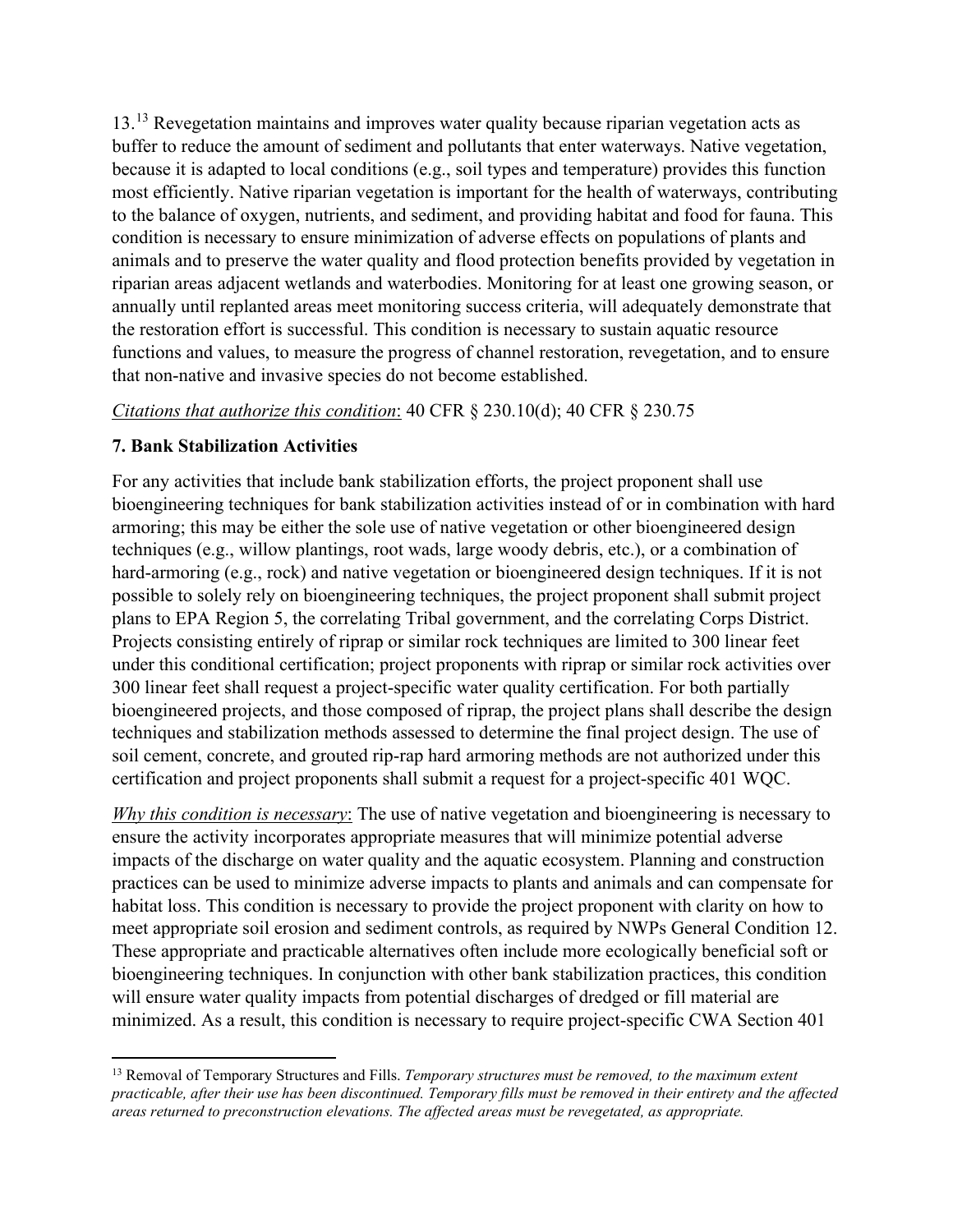13.[13] Revegetation maintains and improves water quality because riparian vegetation acts as buffer to reduce the amount of sediment and pollutants that enter waterways. Native vegetation, because it is adapted to local conditions (e.g., soil types and temperature) provides this function most efficiently. Native riparian vegetation is important for the health of waterways, contributing to the balance of oxygen, nutrients, and sediment, and providing habitat and food for fauna. This condition is necessary to ensure minimization of adverse effects on populations of plants and animals and to preserve the water quality and flood protection benefits provided by vegetation in riparian areas adjacent wetlands and waterbodies. Monitoring for at least one growing season, or annually until replanted areas meet monitoring success criteria, will adequately demonstrate that the restoration effort is successful. This condition is necessary to sustain aquatic resource functions and values, to measure the progress of channel restoration, revegetation, and to ensure that non-native and invasive species do not become established.

*Citations that authorize this condition*: 40 CFR § 230.10(d); 40 CFR § 230.75

**7. Bank Stabilization Activities**

For any activities that include bank stabilization efforts, the project proponent shall use bioengineering techniques for bank stabilization activities instead of or in combination with hard armoring; this may be either the sole use of native vegetation or other bioengineered design techniques (e.g., willow plantings, root wads, large woody debris, etc.), or a combination of hard-armoring (e.g., rock) and native vegetation or bioengineered design techniques. If it is not possible to solely rely on bioengineering techniques, the project proponent shall submit project plans to EPA Region 5, the correlating Tribal government, and the correlating Corps District. Projects consisting entirely of riprap or similar rock techniques are limited to 300 linear feet under this conditional certification; project proponents with riprap or similar rock activities over 300 linear feet shall request a project-specific water quality certification. For both partially bioengineered projects, and those composed of riprap, the project plans shall describe the design techniques and stabilization methods assessed to determine the final project design. The use of soil cement, concrete, and grouted rip-rap hard armoring methods are not authorized under this certification and project proponents shall submit a request for a project-specific 401 WQC.

*Why this condition is necessary*: The use of native vegetation and bioengineering is necessary to ensure the activity incorporates appropriate measures that will minimize potential adverse impacts of the discharge on water quality and the aquatic ecosystem. Planning and construction practices can be used to minimize adverse impacts to plants and animals and can compensate for habitat loss. This condition is necessary to provide the project proponent with clarity on how to meet appropriate soil erosion and sediment controls, as required by NWPs General Condition 12. These appropriate and practicable alternatives often include more ecologically beneficial soft or bioengineering techniques. In conjunction with other bank stabilization practices, this condition will ensure water quality impacts from potential discharges of dredged or fill material are minimized. As a result, this condition is necessary to require project-specific CWA Section 401

[13] Removal of Temporary Structures and Fills. *Temporary structures must be removed, to the maximum extent practicable, after their use has been discontinued. Temporary fills must be removed in their entirety and the affected areas returned to preconstruction elevations. The affected areas must be revegetated, as appropriate.*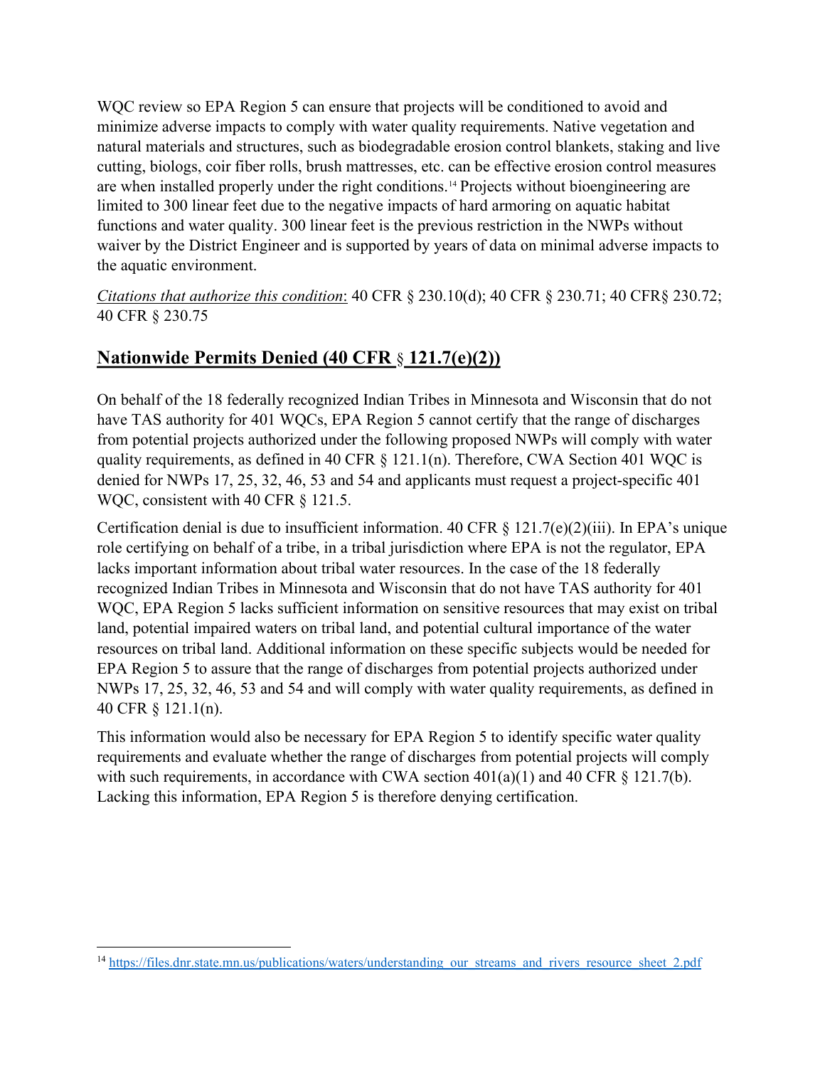WQC review so EPA Region 5 can ensure that projects will be conditioned to avoid and minimize adverse impacts to comply with water quality requirements. Native vegetation and natural materials and structures, such as biodegradable erosion control blankets, staking and live cutting, biologs, coir fiber rolls, brush mattresses, etc. can be effective erosion control measures are when installed properly under the right conditions.[14] Projects without bioengineering are limited to 300 linear feet due to the negative impacts of hard armoring on aquatic habitat functions and water quality. 300 linear feet is the previous restriction in the NWPs without waiver by the District Engineer and is supported by years of data on minimal adverse impacts to the aquatic environment.

*Citations that authorize this condition*: 40 CFR § 230.10(d); 40 CFR § 230.71; 40 CFR§ 230.72; 40 CFR § 230.75

## Nationwide Permits Denied (40 CFR § 121.7(e)(2))

On behalf of the 18 federally recognized Indian Tribes in Minnesota and Wisconsin that do not have TAS authority for 401 WQCs, EPA Region 5 cannot certify that the range of discharges from potential projects authorized under the following proposed NWPs will comply with water quality requirements, as defined in 40 CFR § 121.1(n). Therefore, CWA Section 401 WQC is denied for NWPs 17, 25, 32, 46, 53 and 54 and applicants must request a project-specific 401 WQC, consistent with 40 CFR § 121.5.

Certification denial is due to insufficient information. 40 CFR § 121.7(e)(2)(iii). In EPA's unique role certifying on behalf of a tribe, in a tribal jurisdiction where EPA is not the regulator, EPA lacks important information about tribal water resources. In the case of the 18 federally recognized Indian Tribes in Minnesota and Wisconsin that do not have TAS authority for 401 WQC, EPA Region 5 lacks sufficient information on sensitive resources that may exist on tribal land, potential impaired waters on tribal land, and potential cultural importance of the water resources on tribal land. Additional information on these specific subjects would be needed for EPA Region 5 to assure that the range of discharges from potential projects authorized under NWPs 17, 25, 32, 46, 53 and 54 and will comply with water quality requirements, as defined in 40 CFR § 121.1(n).

This information would also be necessary for EPA Region 5 to identify specific water quality requirements and evaluate whether the range of discharges from potential projects will comply with such requirements, in accordance with CWA section 401(a)(1) and 40 CFR § 121.7(b). Lacking this information, EPA Region 5 is therefore denying certification.

---

[14] https://files.dnr.state.mn.us/publications/waters/understanding_our_streams_and_rivers_resource_sheet_2.pdf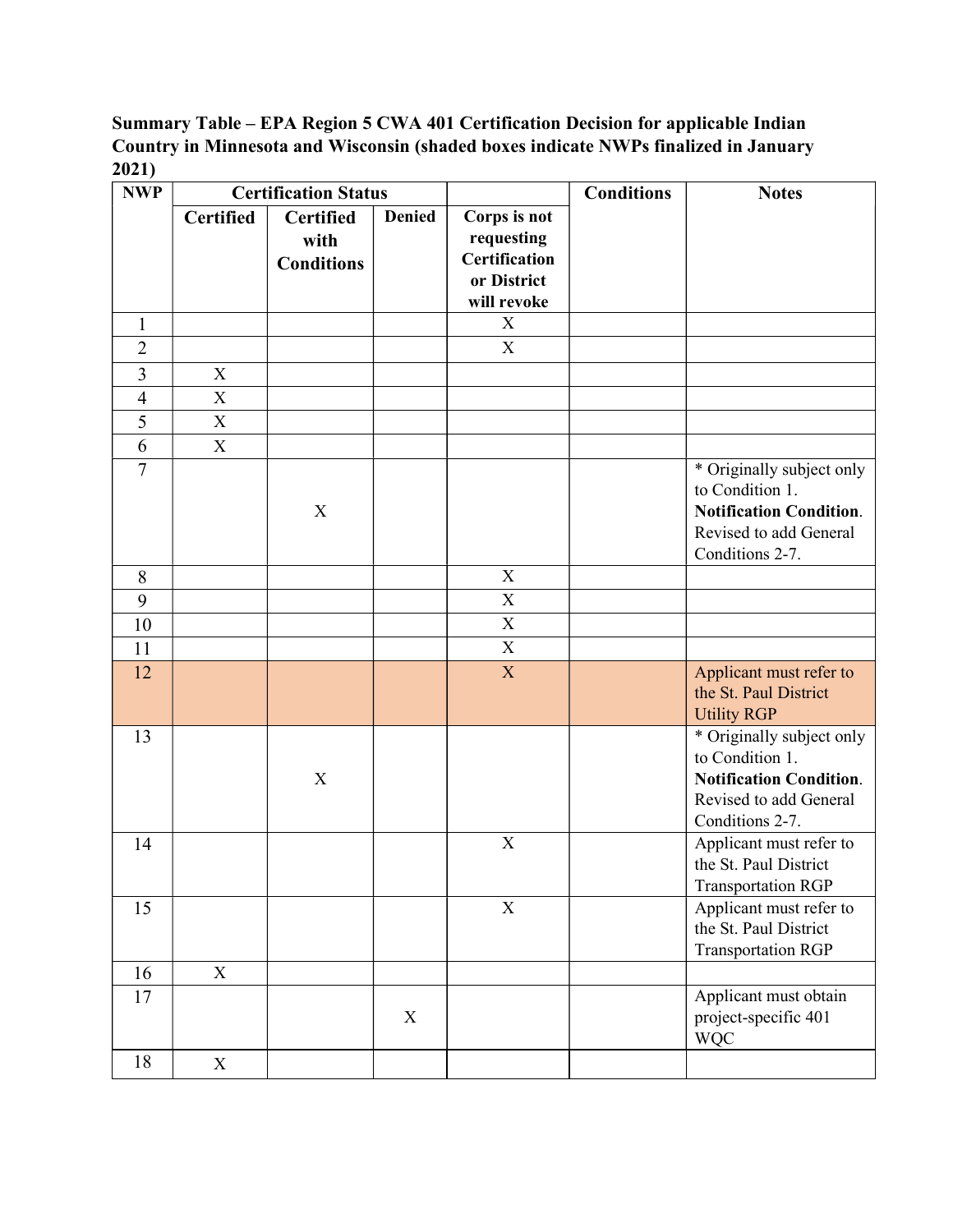**Summary Table – EPA Region 5 CWA 401 Certification Decision for applicable Indian Country in Minnesota and Wisconsin (shaded boxes indicate NWPs finalized in January 2021)**

| NWP | Certification Status | | | | Conditions | Notes |
|---|---|---|---|---|---|---|
| | Certified | Certified with Conditions | Denied | Corps is not requesting Certification or District will revoke | | |
| 1 | | | | X | | |
| 2 | | | | X | | |
| 3 | X | | | | | |
| 4 | X | | | | | |
| 5 | X | | | | | |
| 6 | X | | | | | |
| 7 | | X | | | | * Originally subject only to Condition 1. **Notification Condition**. Revised to add General Conditions 2-7. |
| 8 | | | | X | | |
| 9 | | | | X | | |
| 10 | | | | X | | |
| 11 | | | | X | | |
| 12 | | | | X | | Applicant must refer to the St. Paul District Utility RGP |
| 13 | | X | | | | * Originally subject only to Condition 1. **Notification Condition**. Revised to add General Conditions 2-7. |
| 14 | | | | X | | Applicant must refer to the St. Paul District Transportation RGP |
| 15 | | | | X | | Applicant must refer to the St. Paul District Transportation RGP |
| 16 | X | | | | | |
| 17 | | | X | | | Applicant must obtain project-specific 401 WQC |
| 18 | X | | | | | |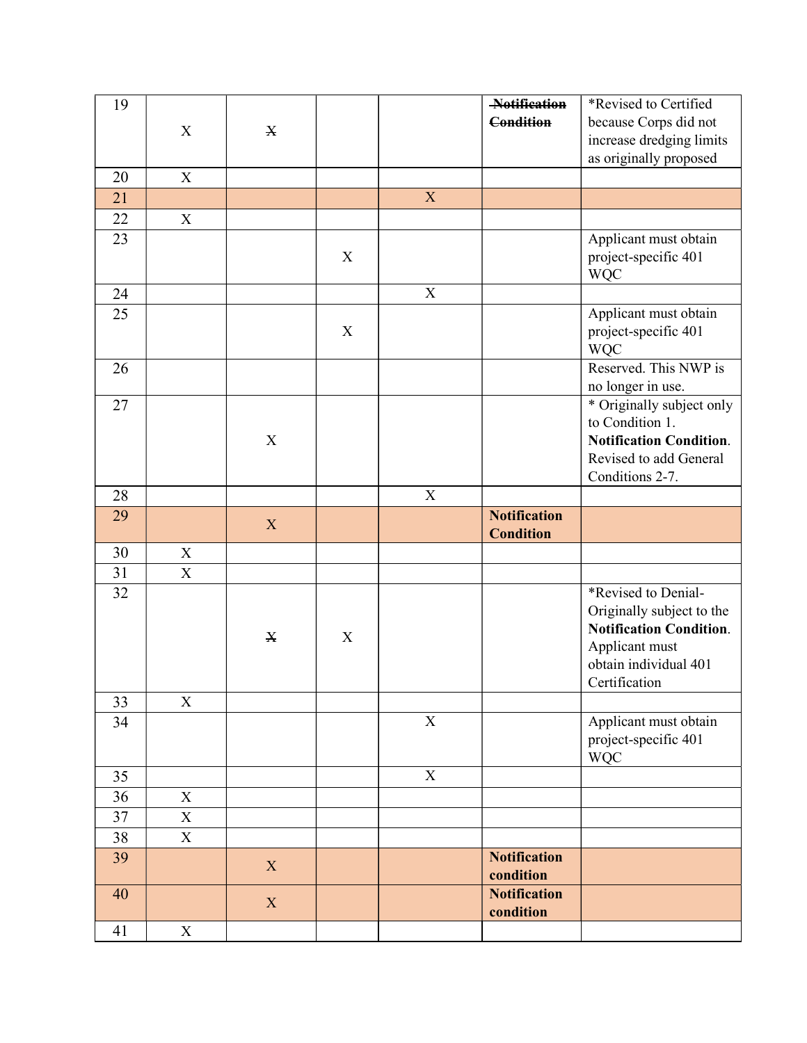| | | | | | | |
|---|---|---|---|---|---|---|
| 19 | X | ~~X~~ | | | ~~Notification Condition~~ | *Revised to Certified because Corps did not increase dredging limits as originally proposed |
| 20 | X | | | | | |
| 21 | | | | X | | |
| 22 | X | | | | | |
| 23 | | | X | | | Applicant must obtain project-specific 401 WQC |
| 24 | | | | X | | |
| 25 | | | X | | | Applicant must obtain project-specific 401 WQC |
| 26 | | | | | | Reserved. This NWP is no longer in use. |
| 27 | | X | | | | * Originally subject only to Condition 1. **Notification Condition**. Revised to add General Conditions 2-7. |
| 28 | | | | X | | |
| 29 | | X | | | **Notification Condition** | |
| 30 | X | | | | | |
| 31 | X | | | | | |
| 32 | | ~~X~~ | X | | | *Revised to Denial- Originally subject to the **Notification Condition**. Applicant must obtain individual 401 Certification |
| 33 | X | | | | | |
| 34 | | | | X | | Applicant must obtain project-specific 401 WQC |
| 35 | | | | X | | |
| 36 | X | | | | | |
| 37 | X | | | | | |
| 38 | X | | | | | |
| 39 | | X | | | **Notification condition** | |
| 40 | | X | | | **Notification condition** | |
| 41 | X | | | | | |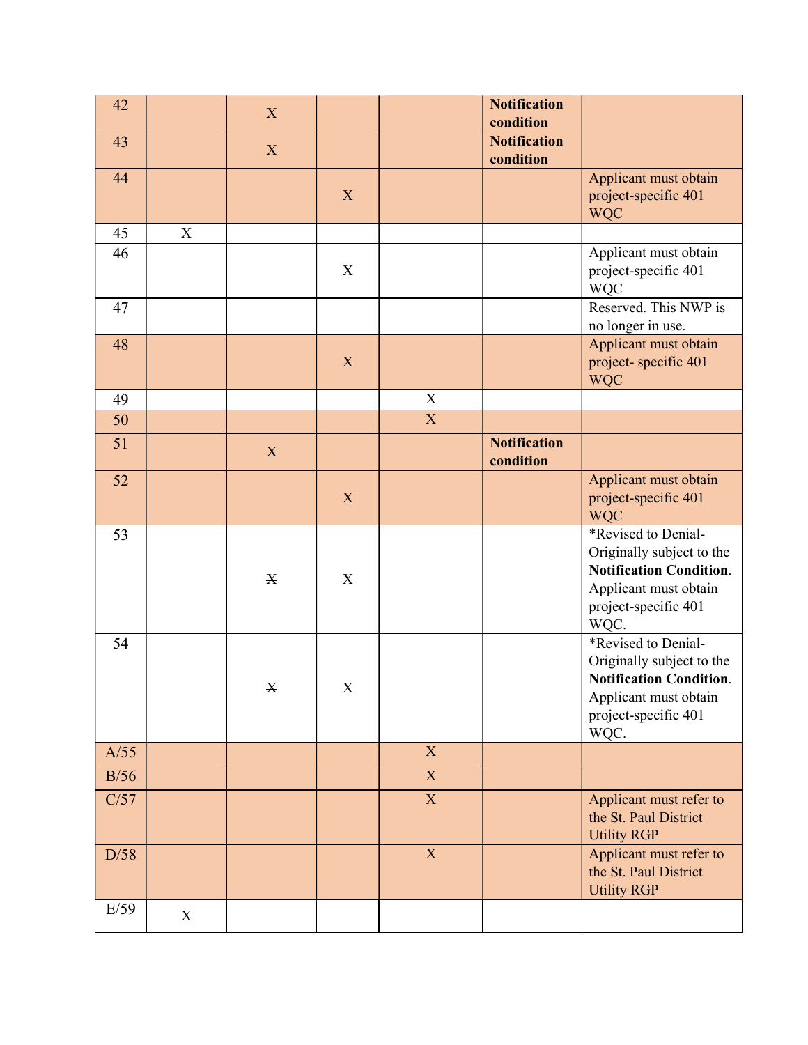| | | | | | | |
|---|---|---|---|---|---|---|
| 42 | | X | | | **Notification condition** | |
| 43 | | X | | | **Notification condition** | |
| 44 | | | X | | | Applicant must obtain project-specific 401 WQC |
| 45 | X | | | | | |
| 46 | | | X | | | Applicant must obtain project-specific 401 WQC |
| 47 | | | | | | Reserved. This NWP is no longer in use. |
| 48 | | | X | | | Applicant must obtain project- specific 401 WQC |
| 49 | | | | X | | |
| 50 | | | | X | | |
| 51 | | X | | | **Notification condition** | |
| 52 | | | X | | | Applicant must obtain project-specific 401 WQC |
| 53 | | ~~X~~ | X | | | *Revised to Denial- Originally subject to the **Notification Condition**. Applicant must obtain project-specific 401 WQC. |
| 54 | | ~~X~~ | X | | | *Revised to Denial- Originally subject to the **Notification Condition**. Applicant must obtain project-specific 401 WQC. |
| A/55 | | | | X | | |
| B/56 | | | | X | | |
| C/57 | | | | X | | Applicant must refer to the St. Paul District Utility RGP |
| D/58 | | | | X | | Applicant must refer to the St. Paul District Utility RGP |
| E/59 | X | | | | | |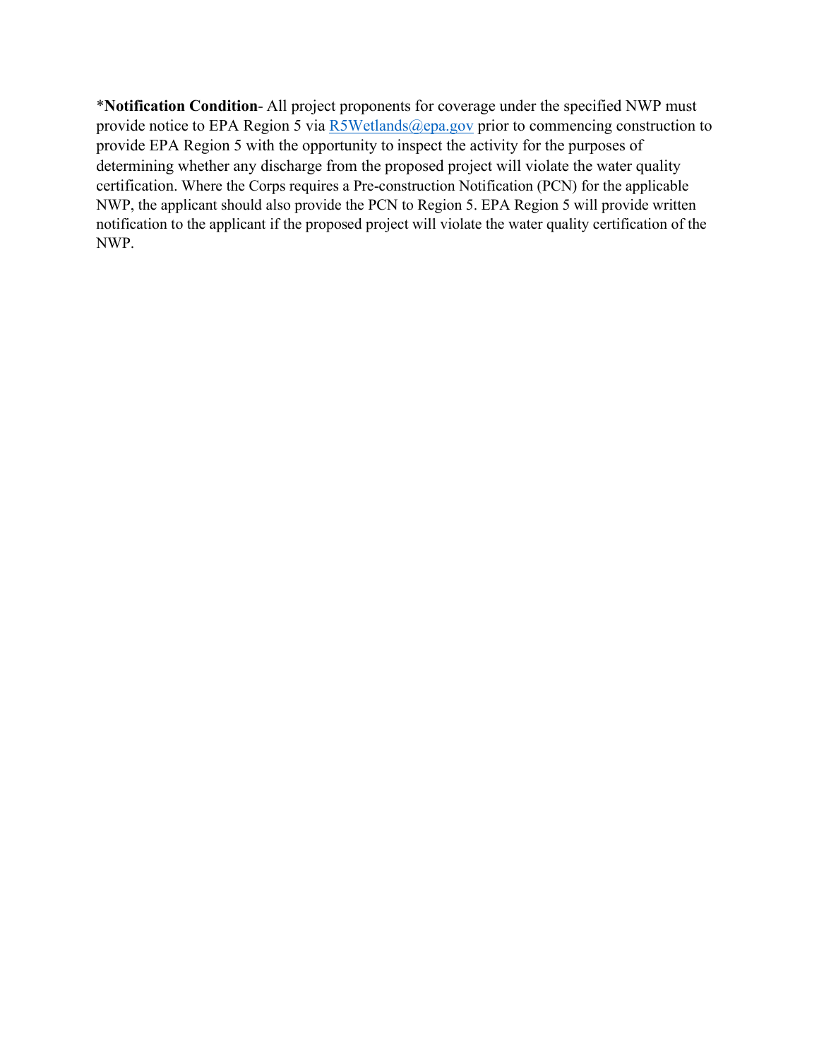*__Notification Condition__- All project proponents for coverage under the specified NWP must provide notice to EPA Region 5 via [R5Wetlands@epa.gov](mailto:R5Wetlands@epa.gov) prior to commencing construction to provide EPA Region 5 with the opportunity to inspect the activity for the purposes of determining whether any discharge from the proposed project will violate the water quality certification. Where the Corps requires a Pre-construction Notification (PCN) for the applicable NWP, the applicant should also provide the PCN to Region 5. EPA Region 5 will provide written notification to the applicant if the proposed project will violate the water quality certification of the NWP.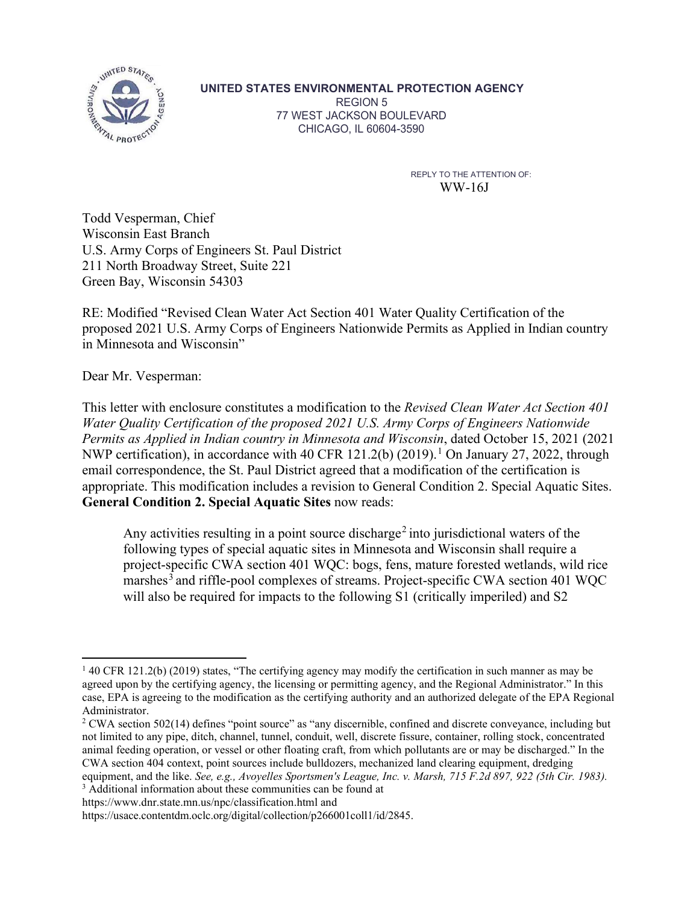**UNITED STATES ENVIRONMENTAL PROTECTION AGENCY**
REGION 5
77 WEST JACKSON BOULEVARD
CHICAGO, IL 60604-3590

REPLY TO THE ATTENTION OF:
WW-16J

Todd Vesperman, Chief
Wisconsin East Branch
U.S. Army Corps of Engineers St. Paul District
211 North Broadway Street, Suite 221
Green Bay, Wisconsin 54303

RE: Modified "Revised Clean Water Act Section 401 Water Quality Certification of the proposed 2021 U.S. Army Corps of Engineers Nationwide Permits as Applied in Indian country in Minnesota and Wisconsin"

Dear Mr. Vesperman:

This letter with enclosure constitutes a modification to the *Revised Clean Water Act Section 401 Water Quality Certification of the proposed 2021 U.S. Army Corps of Engineers Nationwide Permits as Applied in Indian country in Minnesota and Wisconsin*, dated October 15, 2021 (2021 NWP certification), in accordance with 40 CFR 121.2(b) (2019).[1] On January 27, 2022, through email correspondence, the St. Paul District agreed that a modification of the certification is appropriate. This modification includes a revision to General Condition 2. Special Aquatic Sites. **General Condition 2. Special Aquatic Sites** now reads:

> Any activities resulting in a point source discharge[2] into jurisdictional waters of the following types of special aquatic sites in Minnesota and Wisconsin shall require a project-specific CWA section 401 WQC: bogs, fens, mature forested wetlands, wild rice marshes[3] and riffle-pool complexes of streams. Project-specific CWA section 401 WQC will also be required for impacts to the following S1 (critically imperiled) and S2

---

[1] 40 CFR 121.2(b) (2019) states, "The certifying agency may modify the certification in such manner as may be agreed upon by the certifying agency, the licensing or permitting agency, and the Regional Administrator." In this case, EPA is agreeing to the modification as the certifying authority and an authorized delegate of the EPA Regional Administrator.

[2] CWA section 502(14) defines "point source" as "any discernible, confined and discrete conveyance, including but not limited to any pipe, ditch, channel, tunnel, conduit, well, discrete fissure, container, rolling stock, concentrated animal feeding operation, or vessel or other floating craft, from which pollutants are or may be discharged." In the CWA section 404 context, point sources include bulldozers, mechanized land clearing equipment, dredging equipment, and the like. *See, e.g., Avoyelles Sportsmen's League, Inc. v. Marsh, 715 F.2d 897, 922 (5th Cir. 1983).*

[3] Additional information about these communities can be found at https://www.dnr.state.mn.us/npc/classification.html and https://usace.contentdm.oclc.org/digital/collection/p266001coll1/id/2845.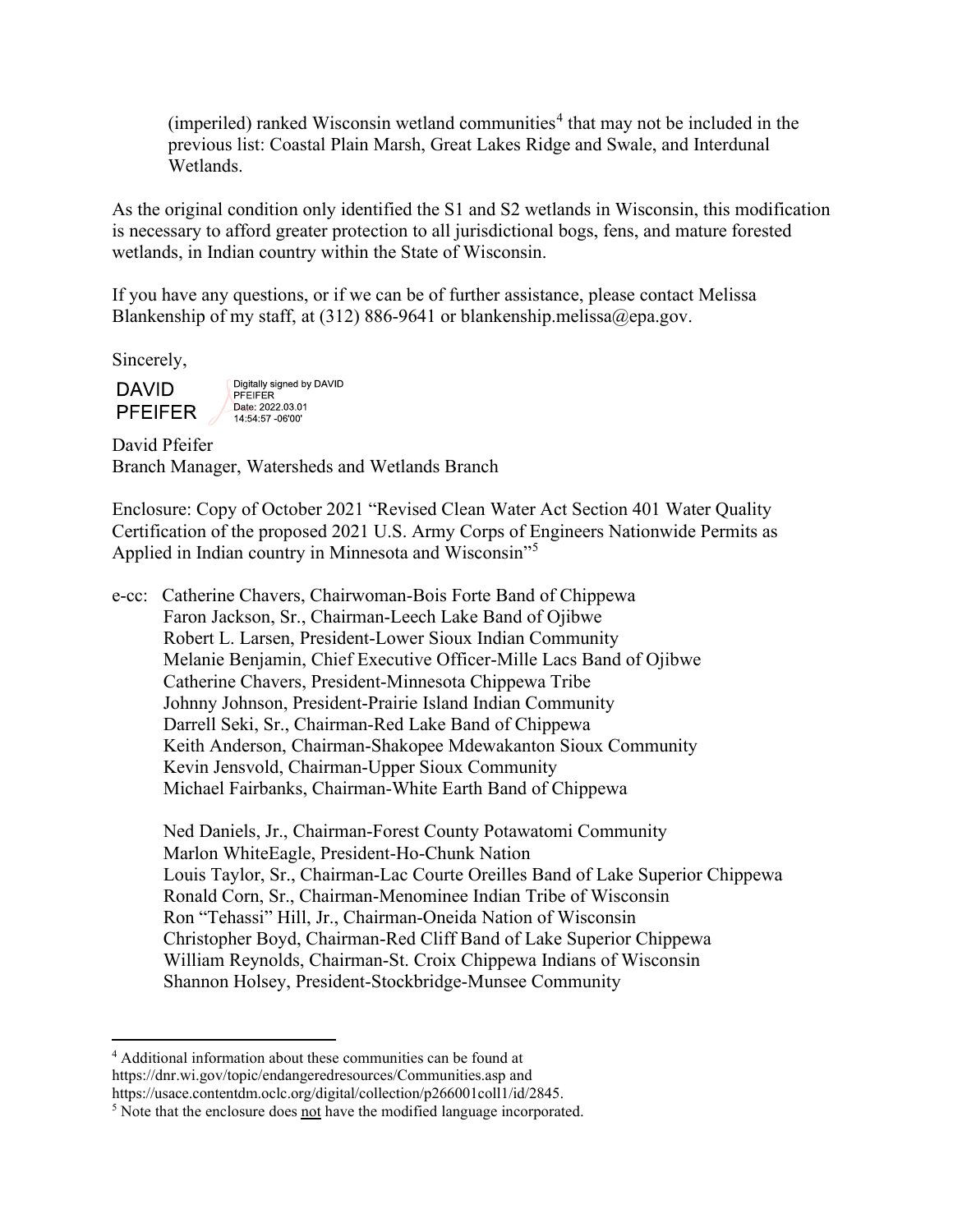(imperiled) ranked Wisconsin wetland communities[4] that may not be included in the previous list: Coastal Plain Marsh, Great Lakes Ridge and Swale, and Interdunal Wetlands.

As the original condition only identified the S1 and S2 wetlands in Wisconsin, this modification is necessary to afford greater protection to all jurisdictional bogs, fens, and mature forested wetlands, in Indian country within the State of Wisconsin.

If you have any questions, or if we can be of further assistance, please contact Melissa Blankenship of my staff, at (312) 886-9641 or blankenship.melissa@epa.gov.

Sincerely,

DAVID PFEIFER
Digitally signed by DAVID PFEIFER
Date: 2022.03.01 14:54:57 -06'00'

David Pfeifer
Branch Manager, Watersheds and Wetlands Branch

Enclosure: Copy of October 2021 "Revised Clean Water Act Section 401 Water Quality Certification of the proposed 2021 U.S. Army Corps of Engineers Nationwide Permits as Applied in Indian country in Minnesota and Wisconsin"[5]

e-cc: Catherine Chavers, Chairwoman-Bois Forte Band of Chippewa
Faron Jackson, Sr., Chairman-Leech Lake Band of Ojibwe
Robert L. Larsen, President-Lower Sioux Indian Community
Melanie Benjamin, Chief Executive Officer-Mille Lacs Band of Ojibwe
Catherine Chavers, President-Minnesota Chippewa Tribe
Johnny Johnson, President-Prairie Island Indian Community
Darrell Seki, Sr., Chairman-Red Lake Band of Chippewa
Keith Anderson, Chairman-Shakopee Mdewakanton Sioux Community
Kevin Jensvold, Chairman-Upper Sioux Community
Michael Fairbanks, Chairman-White Earth Band of Chippewa

Ned Daniels, Jr., Chairman-Forest County Potawatomi Community
Marlon WhiteEagle, President-Ho-Chunk Nation
Louis Taylor, Sr., Chairman-Lac Courte Oreilles Band of Lake Superior Chippewa
Ronald Corn, Sr., Chairman-Menominee Indian Tribe of Wisconsin
Ron "Tehassi" Hill, Jr., Chairman-Oneida Nation of Wisconsin
Christopher Boyd, Chairman-Red Cliff Band of Lake Superior Chippewa
William Reynolds, Chairman-St. Croix Chippewa Indians of Wisconsin
Shannon Holsey, President-Stockbridge-Munsee Community

---

[4] Additional information about these communities can be found at https://dnr.wi.gov/topic/endangeredresources/Communities.asp and https://usace.contentdm.oclc.org/digital/collection/p266001coll1/id/2845.

[5] Note that the enclosure does not have the modified language incorporated.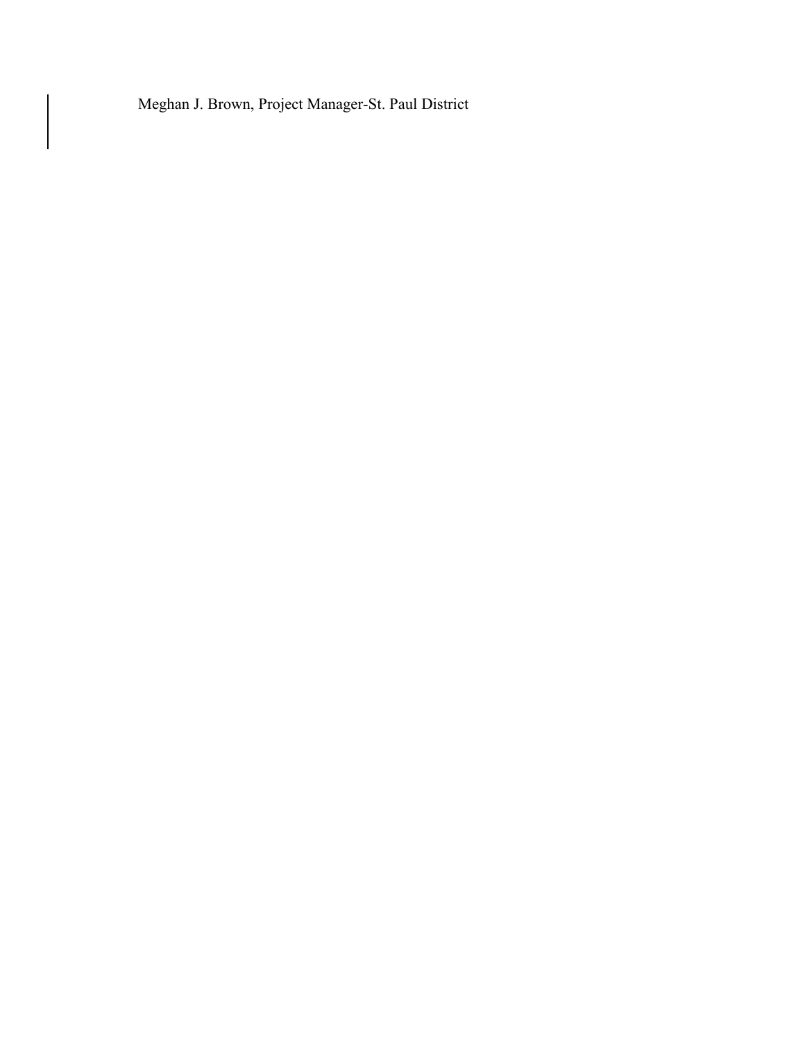Meghan J. Brown, Project Manager-St. Paul District